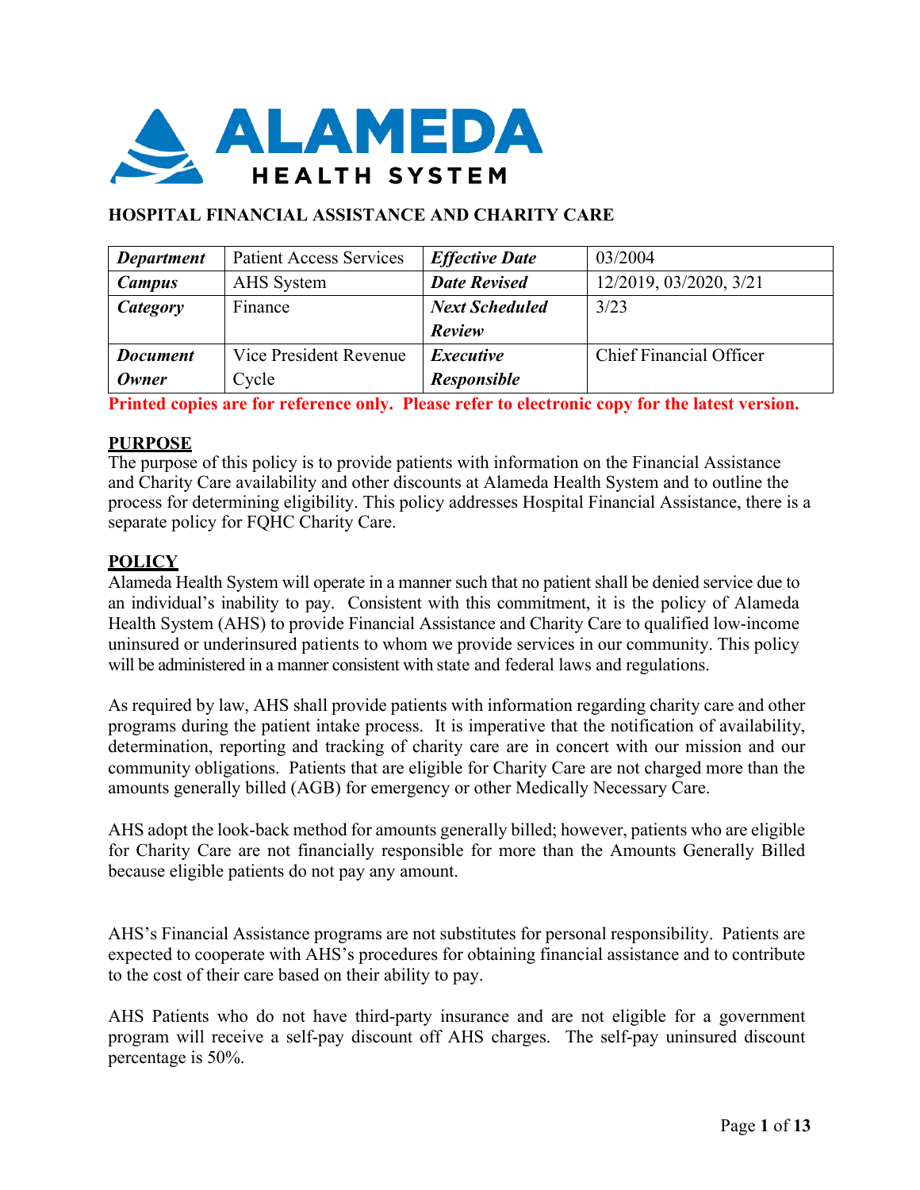ALAMEDA HEALTH SYSTEM

# HOSPITAL FINANCIAL ASSISTANCE AND CHARITY CARE

| ***Department*** | Patient Access Services | ***Effective Date*** | 03/2004 |
|---|---|---|---|
| ***Campus*** | AHS System | ***Date Revised*** | 12/2019, 03/2020, 3/21 |
| ***Category*** | Finance | ***Next Scheduled Review*** | 3/23 |
| ***Document Owner*** | Vice President Revenue Cycle | ***Executive Responsible*** | Chief Financial Officer |

**Printed copies are for reference only. Please refer to electronic copy for the latest version.**

## PURPOSE

The purpose of this policy is to provide patients with information on the Financial Assistance and Charity Care availability and other discounts at Alameda Health System and to outline the process for determining eligibility. This policy addresses Hospital Financial Assistance, there is a separate policy for FQHC Charity Care.

## POLICY

Alameda Health System will operate in a manner such that no patient shall be denied service due to an individual's inability to pay. Consistent with this commitment, it is the policy of Alameda Health System (AHS) to provide Financial Assistance and Charity Care to qualified low-income uninsured or underinsured patients to whom we provide services in our community. This policy will be administered in a manner consistent with state and federal laws and regulations.

As required by law, AHS shall provide patients with information regarding charity care and other programs during the patient intake process. It is imperative that the notification of availability, determination, reporting and tracking of charity care are in concert with our mission and our community obligations. Patients that are eligible for Charity Care are not charged more than the amounts generally billed (AGB) for emergency or other Medically Necessary Care.

AHS adopt the look-back method for amounts generally billed; however, patients who are eligible for Charity Care are not financially responsible for more than the Amounts Generally Billed because eligible patients do not pay any amount.

AHS's Financial Assistance programs are not substitutes for personal responsibility. Patients are expected to cooperate with AHS's procedures for obtaining financial assistance and to contribute to the cost of their care based on their ability to pay.

AHS Patients who do not have third-party insurance and are not eligible for a government program will receive a self-pay discount off AHS charges. The self-pay uninsured discount percentage is 50%.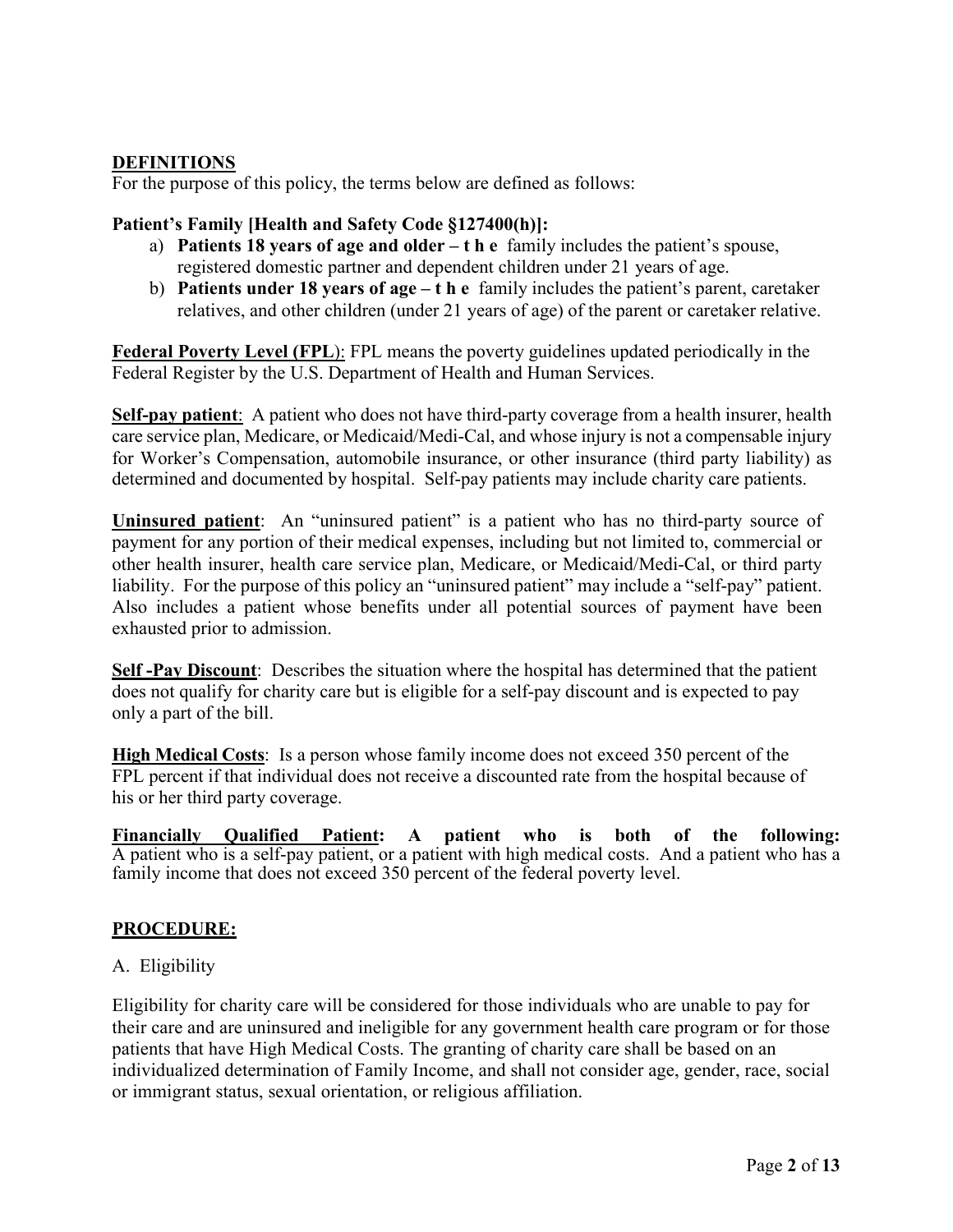## DEFINITIONS

For the purpose of this policy, the terms below are defined as follows:

**Patient's Family [Health and Safety Code §127400(h)]:**

a) **Patients 18 years of age and older – the** family includes the patient's spouse, registered domestic partner and dependent children under 21 years of age.
b) **Patients under 18 years of age – the** family includes the patient's parent, caretaker relatives, and other children (under 21 years of age) of the parent or caretaker relative.

**Federal Poverty Level (FPL**): FPL means the poverty guidelines updated periodically in the Federal Register by the U.S. Department of Health and Human Services.

**Self-pay patient**: A patient who does not have third-party coverage from a health insurer, health care service plan, Medicare, or Medicaid/Medi-Cal, and whose injury is not a compensable injury for Worker's Compensation, automobile insurance, or other insurance (third party liability) as determined and documented by hospital. Self-pay patients may include charity care patients.

**Uninsured patient**: An "uninsured patient" is a patient who has no third-party source of payment for any portion of their medical expenses, including but not limited to, commercial or other health insurer, health care service plan, Medicare, or Medicaid/Medi-Cal, or third party liability. For the purpose of this policy an "uninsured patient" may include a "self-pay" patient. Also includes a patient whose benefits under all potential sources of payment have been exhausted prior to admission.

**Self -Pay Discount**: Describes the situation where the hospital has determined that the patient does not qualify for charity care but is eligible for a self-pay discount and is expected to pay only a part of the bill.

**High Medical Costs**: Is a person whose family income does not exceed 350 percent of the FPL percent if that individual does not receive a discounted rate from the hospital because of his or her third party coverage.

**Financially Qualified Patient: A patient who is both of the following:** A patient who is a self-pay patient, or a patient with high medical costs. And a patient who has a family income that does not exceed 350 percent of the federal poverty level.

## PROCEDURE:

A. Eligibility

Eligibility for charity care will be considered for those individuals who are unable to pay for their care and are uninsured and ineligible for any government health care program or for those patients that have High Medical Costs. The granting of charity care shall be based on an individualized determination of Family Income, and shall not consider age, gender, race, social or immigrant status, sexual orientation, or religious affiliation.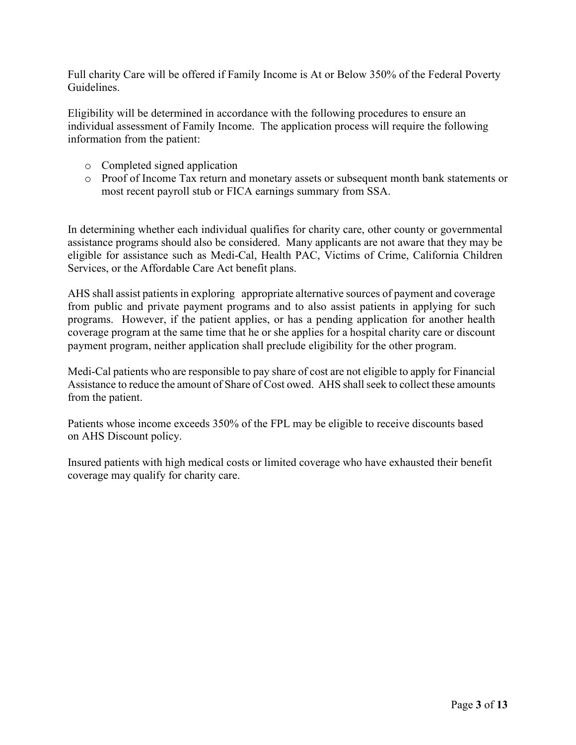Full charity Care will be offered if Family Income is At or Below 350% of the Federal Poverty Guidelines.

Eligibility will be determined in accordance with the following procedures to ensure an individual assessment of Family Income. The application process will require the following information from the patient:

- Completed signed application
- Proof of Income Tax return and monetary assets or subsequent month bank statements or most recent payroll stub or FICA earnings summary from SSA.

In determining whether each individual qualifies for charity care, other county or governmental assistance programs should also be considered. Many applicants are not aware that they may be eligible for assistance such as Medi-Cal, Health PAC, Victims of Crime, California Children Services, or the Affordable Care Act benefit plans.

AHS shall assist patients in exploring appropriate alternative sources of payment and coverage from public and private payment programs and to also assist patients in applying for such programs. However, if the patient applies, or has a pending application for another health coverage program at the same time that he or she applies for a hospital charity care or discount payment program, neither application shall preclude eligibility for the other program.

Medi-Cal patients who are responsible to pay share of cost are not eligible to apply for Financial Assistance to reduce the amount of Share of Cost owed. AHS shall seek to collect these amounts from the patient.

Patients whose income exceeds 350% of the FPL may be eligible to receive discounts based on AHS Discount policy.

Insured patients with high medical costs or limited coverage who have exhausted their benefit coverage may qualify for charity care.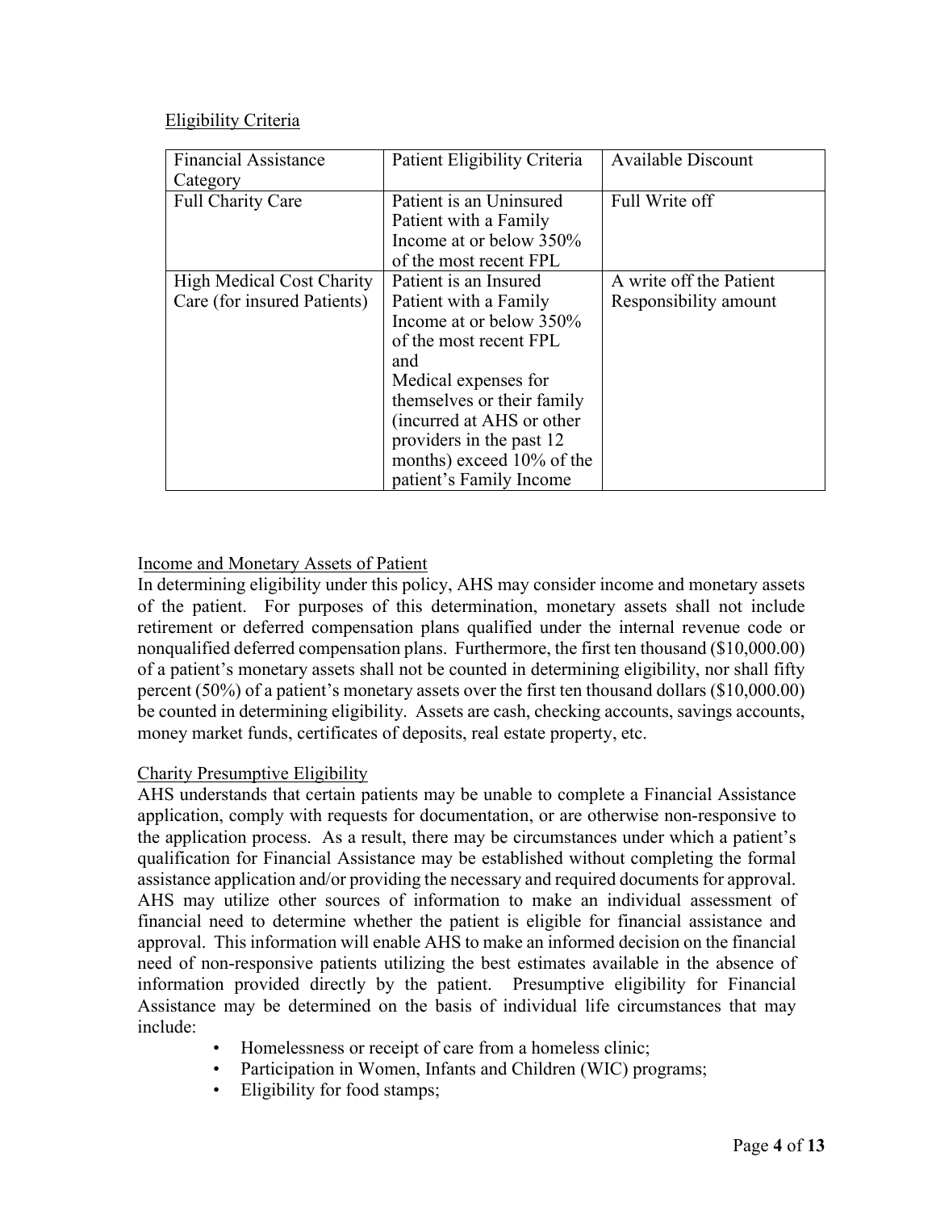## Eligibility Criteria

| Financial Assistance Category | Patient Eligibility Criteria | Available Discount |
|---|---|---|
| Full Charity Care | Patient is an Uninsured Patient with a Family Income at or below 350% of the most recent FPL | Full Write off |
| High Medical Cost Charity Care (for insured Patients) | Patient is an Insured Patient with a Family Income at or below 350% of the most recent FPL and Medical expenses for themselves or their family (incurred at AHS or other providers in the past 12 months) exceed 10% of the patient's Family Income | A write off the Patient Responsibility amount |

## Income and Monetary Assets of Patient

In determining eligibility under this policy, AHS may consider income and monetary assets of the patient. For purposes of this determination, monetary assets shall not include retirement or deferred compensation plans qualified under the internal revenue code or nonqualified deferred compensation plans. Furthermore, the first ten thousand ($10,000.00) of a patient's monetary assets shall not be counted in determining eligibility, nor shall fifty percent (50%) of a patient's monetary assets over the first ten thousand dollars ($10,000.00) be counted in determining eligibility. Assets are cash, checking accounts, savings accounts, money market funds, certificates of deposits, real estate property, etc.

## Charity Presumptive Eligibility

AHS understands that certain patients may be unable to complete a Financial Assistance application, comply with requests for documentation, or are otherwise non-responsive to the application process. As a result, there may be circumstances under which a patient's qualification for Financial Assistance may be established without completing the formal assistance application and/or providing the necessary and required documents for approval. AHS may utilize other sources of information to make an individual assessment of financial need to determine whether the patient is eligible for financial assistance and approval. This information will enable AHS to make an informed decision on the financial need of non-responsive patients utilizing the best estimates available in the absence of information provided directly by the patient. Presumptive eligibility for Financial Assistance may be determined on the basis of individual life circumstances that may include:

- Homelessness or receipt of care from a homeless clinic;
- Participation in Women, Infants and Children (WIC) programs;
- Eligibility for food stamps;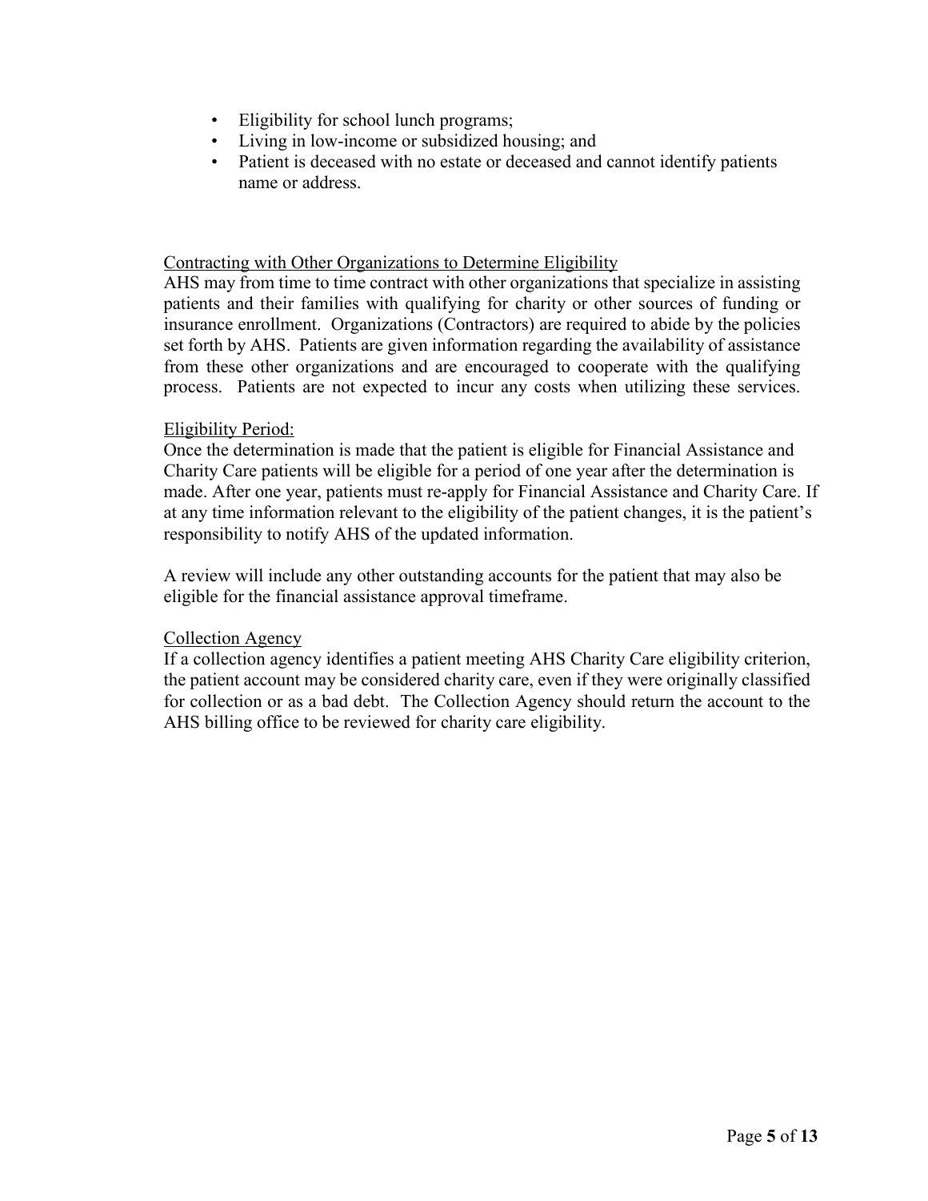- Eligibility for school lunch programs;
- Living in low-income or subsidized housing; and
- Patient is deceased with no estate or deceased and cannot identify patients name or address.

Contracting with Other Organizations to Determine Eligibility

AHS may from time to time contract with other organizations that specialize in assisting patients and their families with qualifying for charity or other sources of funding or insurance enrollment. Organizations (Contractors) are required to abide by the policies set forth by AHS. Patients are given information regarding the availability of assistance from these other organizations and are encouraged to cooperate with the qualifying process. Patients are not expected to incur any costs when utilizing these services.

Eligibility Period:

Once the determination is made that the patient is eligible for Financial Assistance and Charity Care patients will be eligible for a period of one year after the determination is made. After one year, patients must re-apply for Financial Assistance and Charity Care. If at any time information relevant to the eligibility of the patient changes, it is the patient's responsibility to notify AHS of the updated information.

A review will include any other outstanding accounts for the patient that may also be eligible for the financial assistance approval timeframe.

Collection Agency

If a collection agency identifies a patient meeting AHS Charity Care eligibility criterion, the patient account may be considered charity care, even if they were originally classified for collection or as a bad debt. The Collection Agency should return the account to the AHS billing office to be reviewed for charity care eligibility.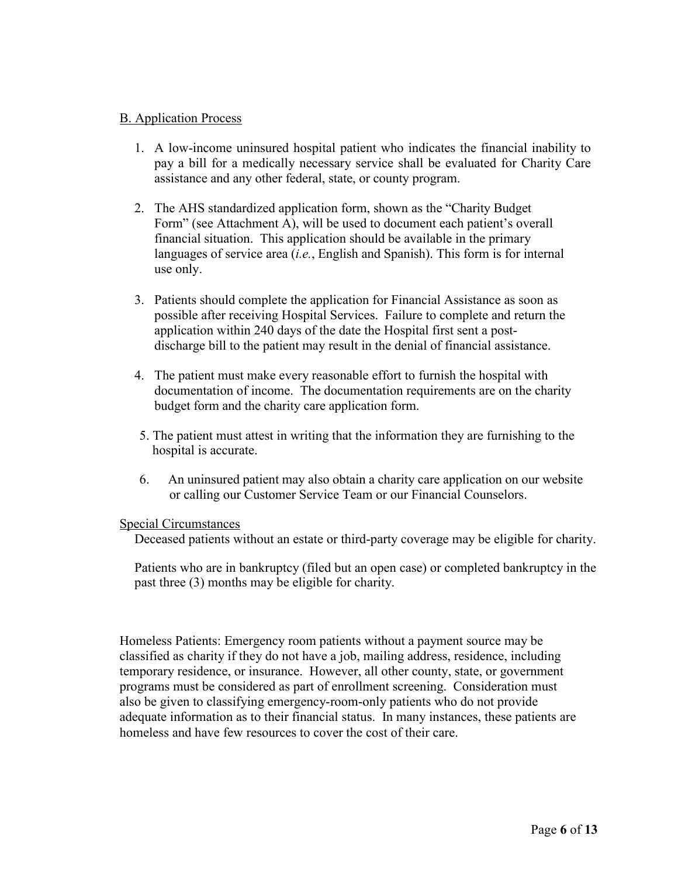B. Application Process

1. A low-income uninsured hospital patient who indicates the financial inability to pay a bill for a medically necessary service shall be evaluated for Charity Care assistance and any other federal, state, or county program.

2. The AHS standardized application form, shown as the "Charity Budget Form" (see Attachment A), will be used to document each patient's overall financial situation. This application should be available in the primary languages of service area (*i.e.*, English and Spanish). This form is for internal use only.

3. Patients should complete the application for Financial Assistance as soon as possible after receiving Hospital Services. Failure to complete and return the application within 240 days of the date the Hospital first sent a post-discharge bill to the patient may result in the denial of financial assistance.

4. The patient must make every reasonable effort to furnish the hospital with documentation of income. The documentation requirements are on the charity budget form and the charity care application form.

5. The patient must attest in writing that the information they are furnishing to the hospital is accurate.

6. An uninsured patient may also obtain a charity care application on our website or calling our Customer Service Team or our Financial Counselors.

Special Circumstances

Deceased patients without an estate or third-party coverage may be eligible for charity.

Patients who are in bankruptcy (filed but an open case) or completed bankruptcy in the past three (3) months may be eligible for charity.

Homeless Patients: Emergency room patients without a payment source may be classified as charity if they do not have a job, mailing address, residence, including temporary residence, or insurance. However, all other county, state, or government programs must be considered as part of enrollment screening. Consideration must also be given to classifying emergency-room-only patients who do not provide adequate information as to their financial status. In many instances, these patients are homeless and have few resources to cover the cost of their care.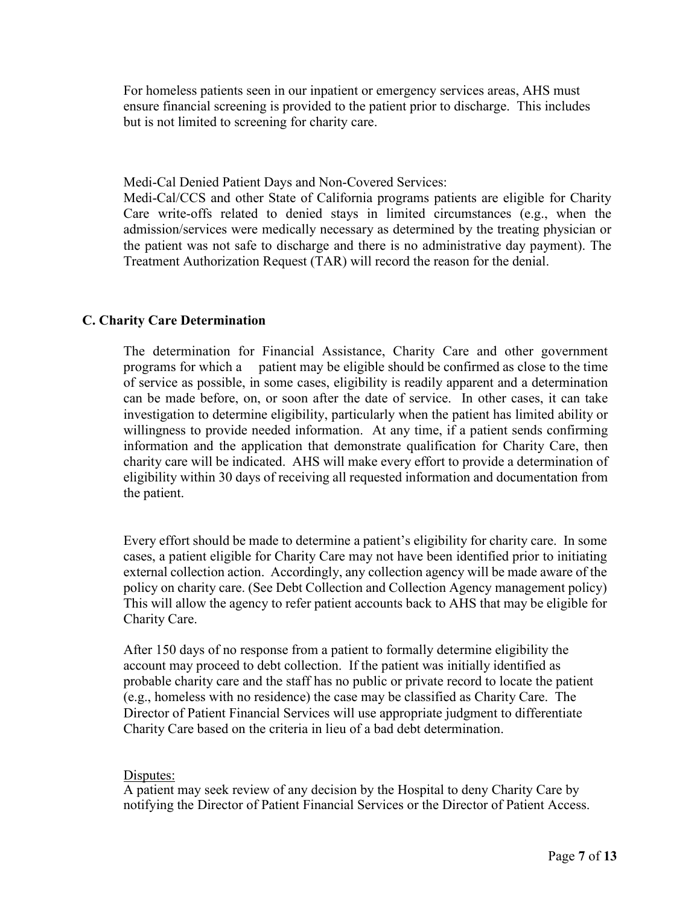For homeless patients seen in our inpatient or emergency services areas, AHS must ensure financial screening is provided to the patient prior to discharge. This includes but is not limited to screening for charity care.

Medi-Cal Denied Patient Days and Non-Covered Services:
Medi-Cal/CCS and other State of California programs patients are eligible for Charity Care write-offs related to denied stays in limited circumstances (e.g., when the admission/services were medically necessary as determined by the treating physician or the patient was not safe to discharge and there is no administrative day payment). The Treatment Authorization Request (TAR) will record the reason for the denial.

### C. Charity Care Determination

The determination for Financial Assistance, Charity Care and other government programs for which a patient may be eligible should be confirmed as close to the time of service as possible, in some cases, eligibility is readily apparent and a determination can be made before, on, or soon after the date of service. In other cases, it can take investigation to determine eligibility, particularly when the patient has limited ability or willingness to provide needed information. At any time, if a patient sends confirming information and the application that demonstrate qualification for Charity Care, then charity care will be indicated. AHS will make every effort to provide a determination of eligibility within 30 days of receiving all requested information and documentation from the patient.

Every effort should be made to determine a patient's eligibility for charity care. In some cases, a patient eligible for Charity Care may not have been identified prior to initiating external collection action. Accordingly, any collection agency will be made aware of the policy on charity care. (See Debt Collection and Collection Agency management policy) This will allow the agency to refer patient accounts back to AHS that may be eligible for Charity Care.

After 150 days of no response from a patient to formally determine eligibility the account may proceed to debt collection. If the patient was initially identified as probable charity care and the staff has no public or private record to locate the patient (e.g., homeless with no residence) the case may be classified as Charity Care. The Director of Patient Financial Services will use appropriate judgment to differentiate Charity Care based on the criteria in lieu of a bad debt determination.

Disputes:
A patient may seek review of any decision by the Hospital to deny Charity Care by notifying the Director of Patient Financial Services or the Director of Patient Access.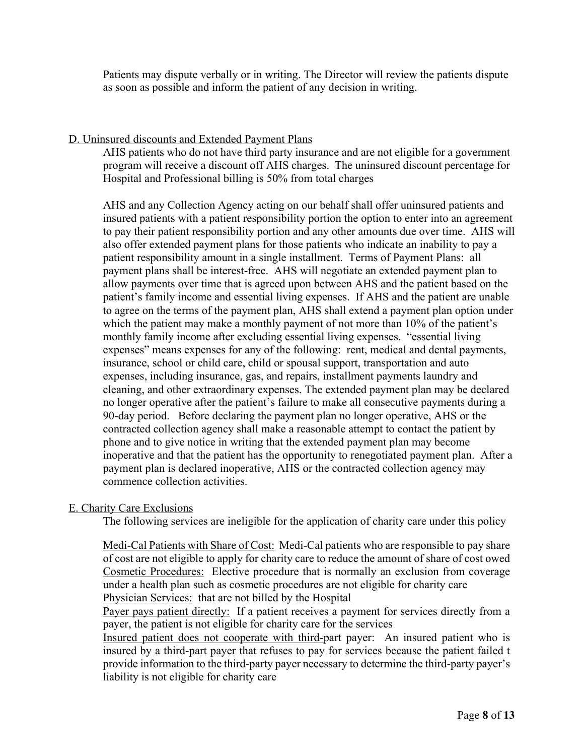Patients may dispute verbally or in writing. The Director will review the patients dispute as soon as possible and inform the patient of any decision in writing.

<u>D. Uninsured discounts and Extended Payment Plans</u>

AHS patients who do not have third party insurance and are not eligible for a government program will receive a discount off AHS charges. The uninsured discount percentage for Hospital and Professional billing is 50% from total charges

AHS and any Collection Agency acting on our behalf shall offer uninsured patients and insured patients with a patient responsibility portion the option to enter into an agreement to pay their patient responsibility portion and any other amounts due over time. AHS will also offer extended payment plans for those patients who indicate an inability to pay a patient responsibility amount in a single installment. Terms of Payment Plans: all payment plans shall be interest-free. AHS will negotiate an extended payment plan to allow payments over time that is agreed upon between AHS and the patient based on the patient's family income and essential living expenses. If AHS and the patient are unable to agree on the terms of the payment plan, AHS shall extend a payment plan option under which the patient may make a monthly payment of not more than 10% of the patient's monthly family income after excluding essential living expenses. "essential living expenses" means expenses for any of the following: rent, medical and dental payments, insurance, school or child care, child or spousal support, transportation and auto expenses, including insurance, gas, and repairs, installment payments laundry and cleaning, and other extraordinary expenses. The extended payment plan may be declared no longer operative after the patient's failure to make all consecutive payments during a 90-day period. Before declaring the payment plan no longer operative, AHS or the contracted collection agency shall make a reasonable attempt to contact the patient by phone and to give notice in writing that the extended payment plan may become inoperative and that the patient has the opportunity to renegotiated payment plan. After a payment plan is declared inoperative, AHS or the contracted collection agency may commence collection activities.

<u>E. Charity Care Exclusions</u>

The following services are ineligible for the application of charity care under this policy

<u>Medi-Cal Patients with Share of Cost:</u> Medi-Cal patients who are responsible to pay share of cost are not eligible to apply for charity care to reduce the amount of share of cost owed
<u>Cosmetic Procedures:</u> Elective procedure that is normally an exclusion from coverage under a health plan such as cosmetic procedures are not eligible for charity care
<u>Physician Services:</u> that are not billed by the Hospital
<u>Payer pays patient directly:</u> If a patient receives a payment for services directly from a payer, the patient is not eligible for charity care for the services
<u>Insured patient does not cooperate with third-</u>part payer: An insured patient who is insured by a third-part payer that refuses to pay for services because the patient failed t provide information to the third-party payer necessary to determine the third-party payer's liability is not eligible for charity care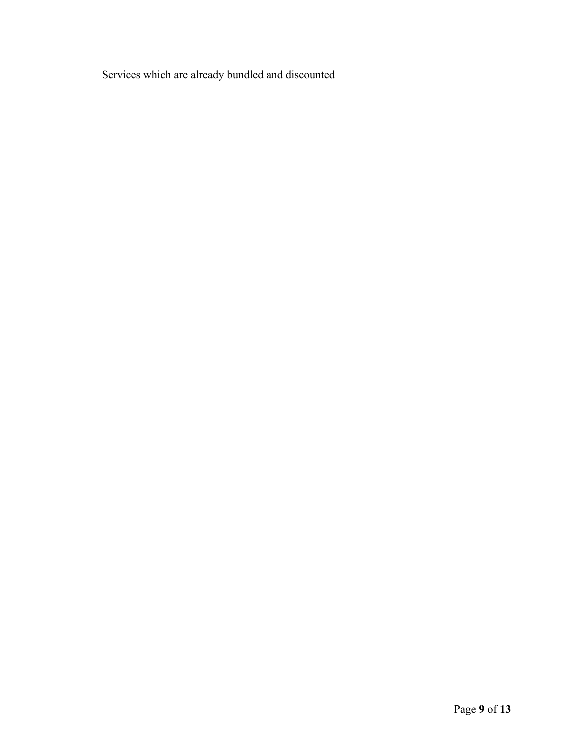<u>Services which are already bundled and discounted</u>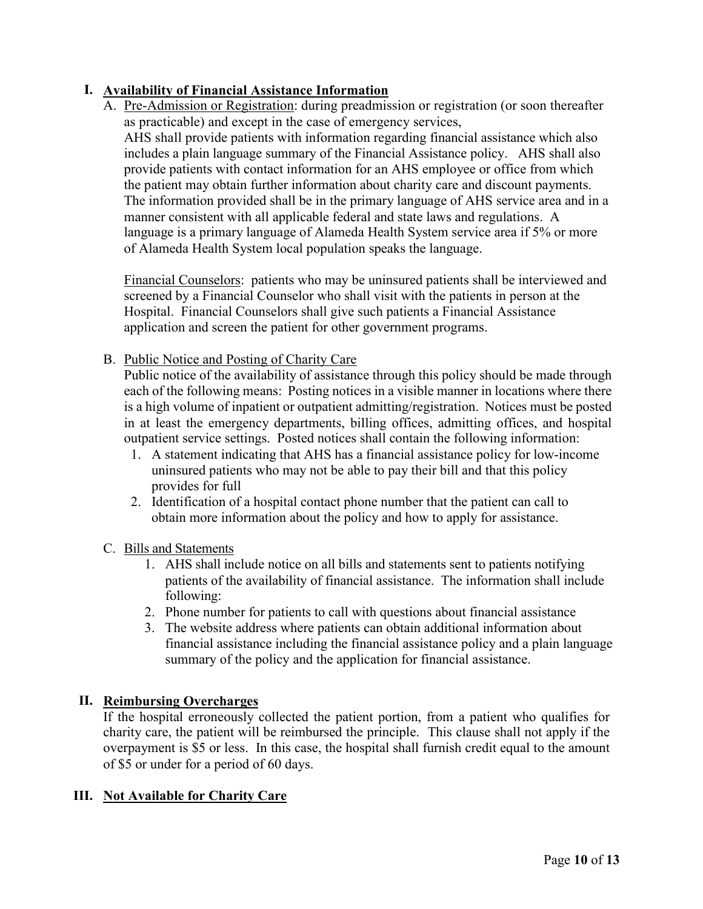## I. Availability of Financial Assistance Information

A. Pre-Admission or Registration: during preadmission or registration (or soon thereafter as practicable) and except in the case of emergency services,
AHS shall provide patients with information regarding financial assistance which also includes a plain language summary of the Financial Assistance policy. AHS shall also provide patients with contact information for an AHS employee or office from which the patient may obtain further information about charity care and discount payments. The information provided shall be in the primary language of AHS service area and in a manner consistent with all applicable federal and state laws and regulations. A language is a primary language of Alameda Health System service area if 5% or more of Alameda Health System local population speaks the language.

Financial Counselors: patients who may be uninsured patients shall be interviewed and screened by a Financial Counselor who shall visit with the patients in person at the Hospital. Financial Counselors shall give such patients a Financial Assistance application and screen the patient for other government programs.

B. Public Notice and Posting of Charity Care
Public notice of the availability of assistance through this policy should be made through each of the following means: Posting notices in a visible manner in locations where there is a high volume of inpatient or outpatient admitting/registration. Notices must be posted in at least the emergency departments, billing offices, admitting offices, and hospital outpatient service settings. Posted notices shall contain the following information:
   1. A statement indicating that AHS has a financial assistance policy for low-income uninsured patients who may not be able to pay their bill and that this policy provides for full
   2. Identification of a hospital contact phone number that the patient can call to obtain more information about the policy and how to apply for assistance.

C. Bills and Statements
   1. AHS shall include notice on all bills and statements sent to patients notifying patients of the availability of financial assistance. The information shall include following:
   2. Phone number for patients to call with questions about financial assistance
   3. The website address where patients can obtain additional information about financial assistance including the financial assistance policy and a plain language summary of the policy and the application for financial assistance.

## II. Reimbursing Overcharges

If the hospital erroneously collected the patient portion, from a patient who qualifies for charity care, the patient will be reimbursed the principle. This clause shall not apply if the overpayment is $5 or less. In this case, the hospital shall furnish credit equal to the amount of $5 or under for a period of 60 days.

## III. Not Available for Charity Care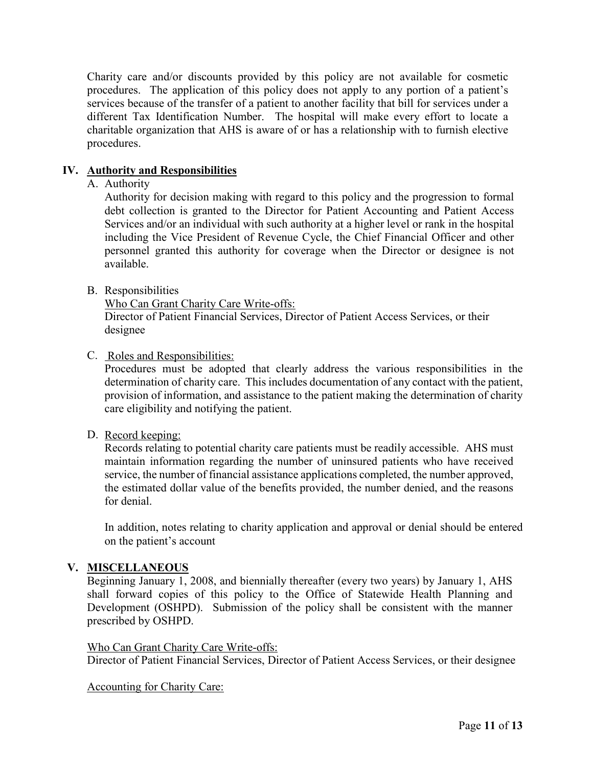Charity care and/or discounts provided by this policy are not available for cosmetic procedures. The application of this policy does not apply to any portion of a patient's services because of the transfer of a patient to another facility that bill for services under a different Tax Identification Number. The hospital will make every effort to locate a charitable organization that AHS is aware of or has a relationship with to furnish elective procedures.

## IV. Authority and Responsibilities

A. Authority

Authority for decision making with regard to this policy and the progression to formal debt collection is granted to the Director for Patient Accounting and Patient Access Services and/or an individual with such authority at a higher level or rank in the hospital including the Vice President of Revenue Cycle, the Chief Financial Officer and other personnel granted this authority for coverage when the Director or designee is not available.

B. Responsibilities

Who Can Grant Charity Care Write-offs:
Director of Patient Financial Services, Director of Patient Access Services, or their designee

C. Roles and Responsibilities:

Procedures must be adopted that clearly address the various responsibilities in the determination of charity care. This includes documentation of any contact with the patient, provision of information, and assistance to the patient making the determination of charity care eligibility and notifying the patient.

D. Record keeping:

Records relating to potential charity care patients must be readily accessible. AHS must maintain information regarding the number of uninsured patients who have received service, the number of financial assistance applications completed, the number approved, the estimated dollar value of the benefits provided, the number denied, and the reasons for denial.

In addition, notes relating to charity application and approval or denial should be entered on the patient's account

## V. MISCELLANEOUS

Beginning January 1, 2008, and biennially thereafter (every two years) by January 1, AHS shall forward copies of this policy to the Office of Statewide Health Planning and Development (OSHPD). Submission of the policy shall be consistent with the manner prescribed by OSHPD.

Who Can Grant Charity Care Write-offs:
Director of Patient Financial Services, Director of Patient Access Services, or their designee

Accounting for Charity Care: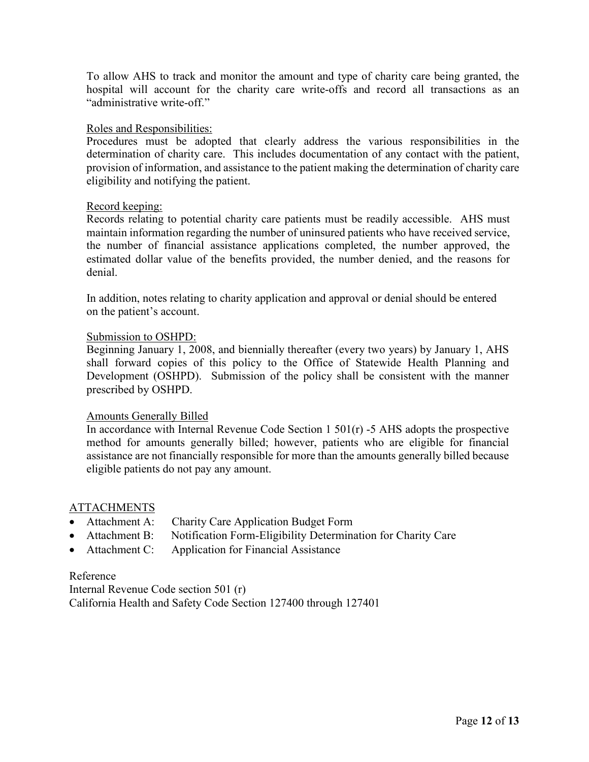To allow AHS to track and monitor the amount and type of charity care being granted, the hospital will account for the charity care write-offs and record all transactions as an "administrative write-off."

Roles and Responsibilities:

Procedures must be adopted that clearly address the various responsibilities in the determination of charity care. This includes documentation of any contact with the patient, provision of information, and assistance to the patient making the determination of charity care eligibility and notifying the patient.

Record keeping:

Records relating to potential charity care patients must be readily accessible. AHS must maintain information regarding the number of uninsured patients who have received service, the number of financial assistance applications completed, the number approved, the estimated dollar value of the benefits provided, the number denied, and the reasons for denial.

In addition, notes relating to charity application and approval or denial should be entered on the patient's account.

Submission to OSHPD:

Beginning January 1, 2008, and biennially thereafter (every two years) by January 1, AHS shall forward copies of this policy to the Office of Statewide Health Planning and Development (OSHPD). Submission of the policy shall be consistent with the manner prescribed by OSHPD.

Amounts Generally Billed

In accordance with Internal Revenue Code Section 1 501(r) -5 AHS adopts the prospective method for amounts generally billed; however, patients who are eligible for financial assistance are not financially responsible for more than the amounts generally billed because eligible patients do not pay any amount.

ATTACHMENTS

- Attachment A: Charity Care Application Budget Form
- Attachment B: Notification Form-Eligibility Determination for Charity Care
- Attachment C: Application for Financial Assistance

Reference

Internal Revenue Code section 501 (r)

California Health and Safety Code Section 127400 through 127401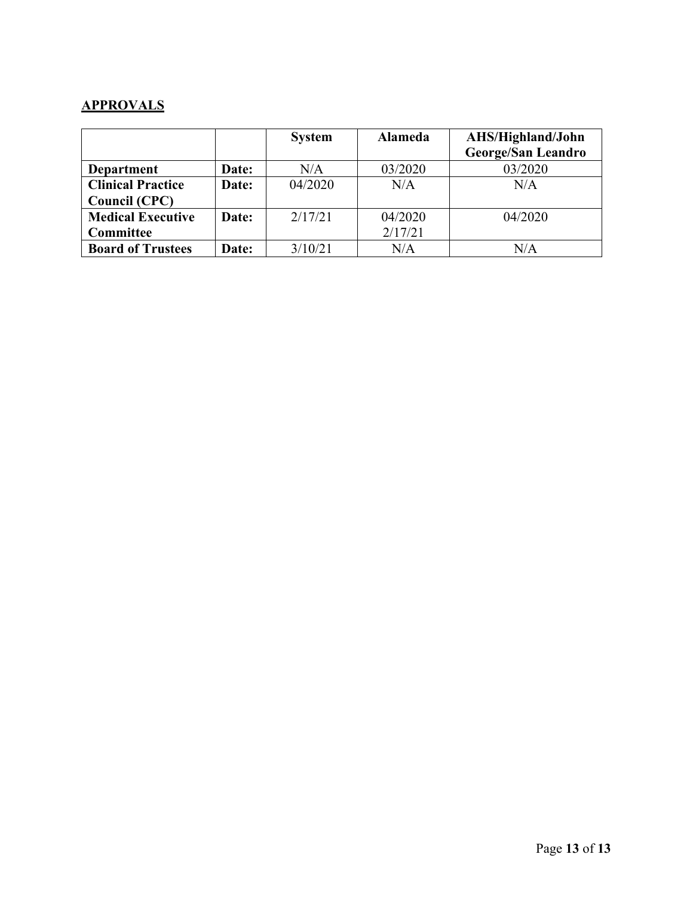## APPROVALS

| | | System | Alameda | AHS/Highland/John George/San Leandro |
|---|---|---|---|---|
| **Department** | **Date:** | N/A | 03/2020 | 03/2020 |
| **Clinical Practice Council (CPC)** | **Date:** | 04/2020 | N/A | N/A |
| **Medical Executive Committee** | **Date:** | 2/17/21 | 04/2020<br>2/17/21 | 04/2020 |
| **Board of Trustees** | **Date:** | 3/10/21 | N/A | N/A |